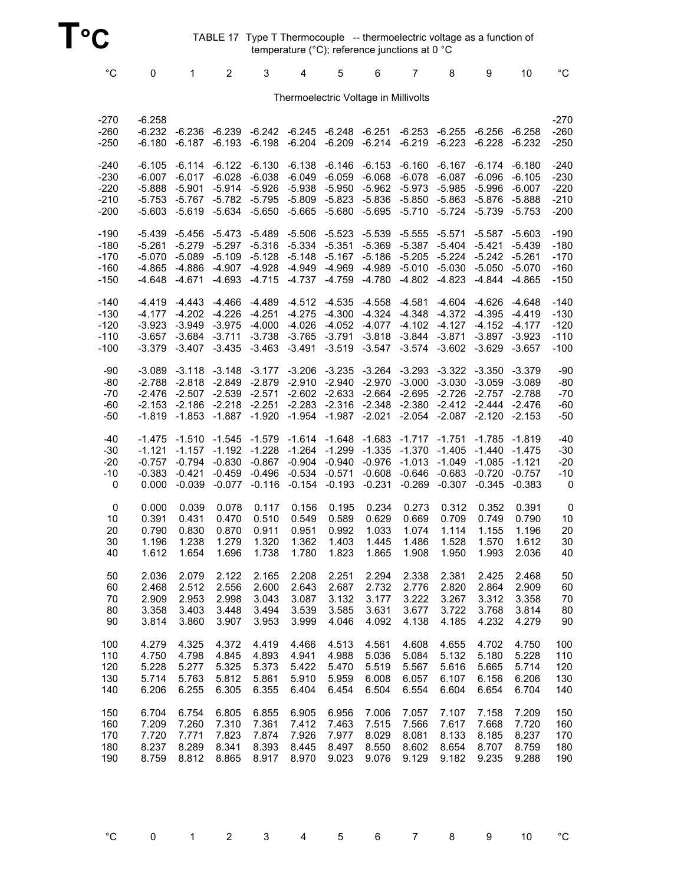# T°C

TABLE 17 Type T Thermocouple -- thermoelectric voltage as a function of temperature (°C); reference junctions at 0 °C

Thermoelectric Voltage in Millivolts

| °C | 0 | 1 | 2 | 3 | 4 | 5 | 6 | 7 | 8 | 9 | 10 | °C |
|---|---|---|---|---|---|---|---|---|---|---|---|---|
| -270 | -6.258 | | | | | | | | | | | -270 |
| -260 | -6.232 | -6.236 | -6.239 | -6.242 | -6.245 | -6.248 | -6.251 | -6.253 | -6.255 | -6.256 | -6.258 | -260 |
| -250 | -6.180 | -6.187 | -6.193 | -6.198 | -6.204 | -6.209 | -6.214 | -6.219 | -6.223 | -6.228 | -6.232 | -250 |
| -240 | -6.105 | -6.114 | -6.122 | -6.130 | -6.138 | -6.146 | -6.153 | -6.160 | -6.167 | -6.174 | -6.180 | -240 |
| -230 | -6.007 | -6.017 | -6.028 | -6.038 | -6.049 | -6.059 | -6.068 | -6.078 | -6.087 | -6.096 | -6.105 | -230 |
| -220 | -5.888 | -5.901 | -5.914 | -5.926 | -5.938 | -5.950 | -5.962 | -5.973 | -5.985 | -5.996 | -6.007 | -220 |
| -210 | -5.753 | -5.767 | -5.782 | -5.795 | -5.809 | -5.823 | -5.836 | -5.850 | -5.863 | -5.876 | -5.888 | -210 |
| -200 | -5.603 | -5.619 | -5.634 | -5.650 | -5.665 | -5.680 | -5.695 | -5.710 | -5.724 | -5.739 | -5.753 | -200 |
| -190 | -5.439 | -5.456 | -5.473 | -5.489 | -5.506 | -5.523 | -5.539 | -5.555 | -5.571 | -5.587 | -5.603 | -190 |
| -180 | -5.261 | -5.279 | -5.297 | -5.316 | -5.334 | -5.351 | -5.369 | -5.387 | -5.404 | -5.421 | -5.439 | -180 |
| -170 | -5.070 | -5.089 | -5.109 | -5.128 | -5.148 | -5.167 | -5.186 | -5.205 | -5.224 | -5.242 | -5.261 | -170 |
| -160 | -4.865 | -4.886 | -4.907 | -4.928 | -4.949 | -4.969 | -4.989 | -5.010 | -5.030 | -5.050 | -5.070 | -160 |
| -150 | -4.648 | -4.671 | -4.693 | -4.715 | -4.737 | -4.759 | -4.780 | -4.802 | -4.823 | -4.844 | -4.865 | -150 |
| -140 | -4.419 | -4.443 | -4.466 | -4.489 | -4.512 | -4.535 | -4.558 | -4.581 | -4.604 | -4.626 | -4.648 | -140 |
| -130 | -4.177 | -4.202 | -4.226 | -4.251 | -4.275 | -4.300 | -4.324 | -4.348 | -4.372 | -4.395 | -4.419 | -130 |
| -120 | -3.923 | -3.949 | -3.975 | -4.000 | -4.026 | -4.052 | -4.077 | -4.102 | -4.127 | -4.152 | -4.177 | -120 |
| -110 | -3.657 | -3.684 | -3.711 | -3.738 | -3.765 | -3.791 | -3.818 | -3.844 | -3.871 | -3.897 | -3.923 | -110 |
| -100 | -3.379 | -3.407 | -3.435 | -3.463 | -3.491 | -3.519 | -3.547 | -3.574 | -3.602 | -3.629 | -3.657 | -100 |
| -90 | -3.089 | -3.118 | -3.148 | -3.177 | -3.206 | -3.235 | -3.264 | -3.293 | -3.322 | -3.350 | -3.379 | -90 |
| -80 | -2.788 | -2.818 | -2.849 | -2.879 | -2.910 | -2.940 | -2.970 | -3.000 | -3.030 | -3.059 | -3.089 | -80 |
| -70 | -2.476 | -2.507 | -2.539 | -2.571 | -2.602 | -2.633 | -2.664 | -2.695 | -2.726 | -2.757 | -2.788 | -70 |
| -60 | -2.153 | -2.186 | -2.218 | -2.251 | -2.283 | -2.316 | -2.348 | -2.380 | -2.412 | -2.444 | -2.476 | -60 |
| -50 | -1.819 | -1.853 | -1.887 | -1.920 | -1.954 | -1.987 | -2.021 | -2.054 | -2.087 | -2.120 | -2.153 | -50 |
| -40 | -1.475 | -1.510 | -1.545 | -1.579 | -1.614 | -1.648 | -1.683 | -1.717 | -1.751 | -1.785 | -1.819 | -40 |
| -30 | -1.121 | -1.157 | -1.192 | -1.228 | -1.264 | -1.299 | -1.335 | -1.370 | -1.405 | -1.440 | -1.475 | -30 |
| -20 | -0.757 | -0.794 | -0.830 | -0.867 | -0.904 | -0.940 | -0.976 | -1.013 | -1.049 | -1.085 | -1.121 | -20 |
| -10 | -0.383 | -0.421 | -0.459 | -0.496 | -0.534 | -0.571 | -0.608 | -0.646 | -0.683 | -0.720 | -0.757 | -10 |
| 0 | 0.000 | -0.039 | -0.077 | -0.116 | -0.154 | -0.193 | -0.231 | -0.269 | -0.307 | -0.345 | -0.383 | 0 |
| 0 | 0.000 | 0.039 | 0.078 | 0.117 | 0.156 | 0.195 | 0.234 | 0.273 | 0.312 | 0.352 | 0.391 | 0 |
| 10 | 0.391 | 0.431 | 0.470 | 0.510 | 0.549 | 0.589 | 0.629 | 0.669 | 0.709 | 0.749 | 0.790 | 10 |
| 20 | 0.790 | 0.830 | 0.870 | 0.911 | 0.951 | 0.992 | 1.033 | 1.074 | 1.114 | 1.155 | 1.196 | 20 |
| 30 | 1.196 | 1.238 | 1.279 | 1.320 | 1.362 | 1.403 | 1.445 | 1.486 | 1.528 | 1.570 | 1.612 | 30 |
| 40 | 1.612 | 1.654 | 1.696 | 1.738 | 1.780 | 1.823 | 1.865 | 1.908 | 1.950 | 1.993 | 2.036 | 40 |
| 50 | 2.036 | 2.079 | 2.122 | 2.165 | 2.208 | 2.251 | 2.294 | 2.338 | 2.381 | 2.425 | 2.468 | 50 |
| 60 | 2.468 | 2.512 | 2.556 | 2.600 | 2.643 | 2.687 | 2.732 | 2.776 | 2.820 | 2.864 | 2.909 | 60 |
| 70 | 2.909 | 2.953 | 2.998 | 3.043 | 3.087 | 3.132 | 3.177 | 3.222 | 3.267 | 3.312 | 3.358 | 70 |
| 80 | 3.358 | 3.403 | 3.448 | 3.494 | 3.539 | 3.585 | 3.631 | 3.677 | 3.722 | 3.768 | 3.814 | 80 |
| 90 | 3.814 | 3.860 | 3.907 | 3.953 | 3.999 | 4.046 | 4.092 | 4.138 | 4.185 | 4.232 | 4.279 | 90 |
| 100 | 4.279 | 4.325 | 4.372 | 4.419 | 4.466 | 4.513 | 4.561 | 4.608 | 4.655 | 4.702 | 4.750 | 100 |
| 110 | 4.750 | 4.798 | 4.845 | 4.893 | 4.941 | 4.988 | 5.036 | 5.084 | 5.132 | 5.180 | 5.228 | 110 |
| 120 | 5.228 | 5.277 | 5.325 | 5.373 | 5.422 | 5.470 | 5.519 | 5.567 | 5.616 | 5.665 | 5.714 | 120 |
| 130 | 5.714 | 5.763 | 5.812 | 5.861 | 5.910 | 5.959 | 6.008 | 6.057 | 6.107 | 6.156 | 6.206 | 130 |
| 140 | 6.206 | 6.255 | 6.305 | 6.355 | 6.404 | 6.454 | 6.504 | 6.554 | 6.604 | 6.654 | 6.704 | 140 |
| 150 | 6.704 | 6.754 | 6.805 | 6.855 | 6.905 | 6.956 | 7.006 | 7.057 | 7.107 | 7.158 | 7.209 | 150 |
| 160 | 7.209 | 7.260 | 7.310 | 7.361 | 7.412 | 7.463 | 7.515 | 7.566 | 7.617 | 7.668 | 7.720 | 160 |
| 170 | 7.720 | 7.771 | 7.823 | 7.874 | 7.926 | 7.977 | 8.029 | 8.081 | 8.133 | 8.185 | 8.237 | 170 |
| 180 | 8.237 | 8.289 | 8.341 | 8.393 | 8.445 | 8.497 | 8.550 | 8.602 | 8.654 | 8.707 | 8.759 | 180 |
| 190 | 8.759 | 8.812 | 8.865 | 8.917 | 8.970 | 9.023 | 9.076 | 9.129 | 9.182 | 9.235 | 9.288 | 190 |
| °C | 0 | 1 | 2 | 3 | 4 | 5 | 6 | 7 | 8 | 9 | 10 | °C |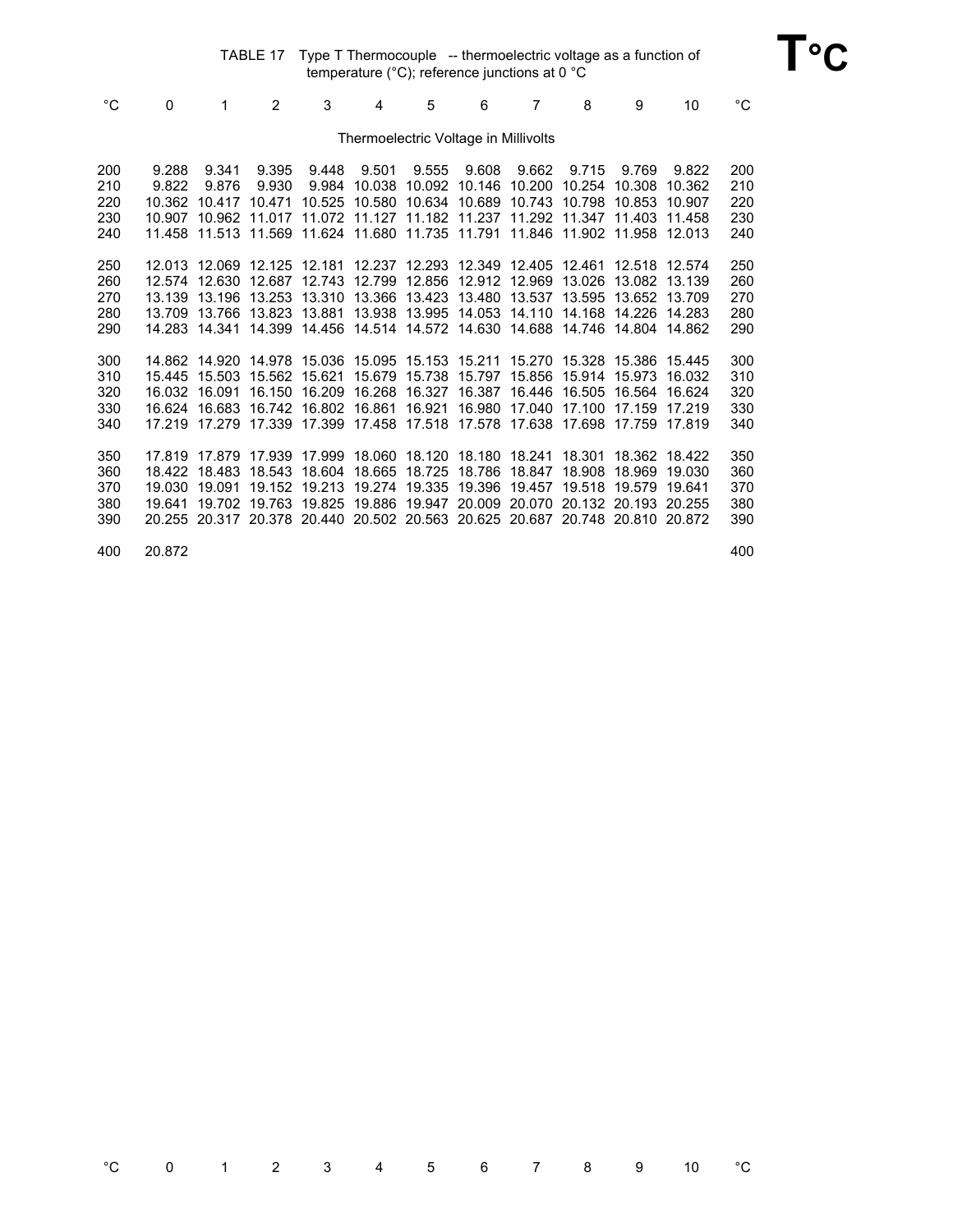TABLE 17 Type T Thermocouple -- thermoelectric voltage as a function of temperature (°C); reference junctions at 0 °C

**T°C**

Thermoelectric Voltage in Millivolts

| °C | 0 | 1 | 2 | 3 | 4 | 5 | 6 | 7 | 8 | 9 | 10 | °C |
|---|---|---|---|---|---|---|---|---|---|---|---|---|
| 200 | 9.288 | 9.341 | 9.395 | 9.448 | 9.501 | 9.555 | 9.608 | 9.662 | 9.715 | 9.769 | 9.822 | 200 |
| 210 | 9.822 | 9.876 | 9.930 | 9.984 | 10.038 | 10.092 | 10.146 | 10.200 | 10.254 | 10.308 | 10.362 | 210 |
| 220 | 10.362 | 10.417 | 10.471 | 10.525 | 10.580 | 10.634 | 10.689 | 10.743 | 10.798 | 10.853 | 10.907 | 220 |
| 230 | 10.907 | 10.962 | 11.017 | 11.072 | 11.127 | 11.182 | 11.237 | 11.292 | 11.347 | 11.403 | 11.458 | 230 |
| 240 | 11.458 | 11.513 | 11.569 | 11.624 | 11.680 | 11.735 | 11.791 | 11.846 | 11.902 | 11.958 | 12.013 | 240 |
| 250 | 12.013 | 12.069 | 12.125 | 12.181 | 12.237 | 12.293 | 12.349 | 12.405 | 12.461 | 12.518 | 12.574 | 250 |
| 260 | 12.574 | 12.630 | 12.687 | 12.743 | 12.799 | 12.856 | 12.912 | 12.969 | 13.026 | 13.082 | 13.139 | 260 |
| 270 | 13.139 | 13.196 | 13.253 | 13.310 | 13.366 | 13.423 | 13.480 | 13.537 | 13.595 | 13.652 | 13.709 | 270 |
| 280 | 13.709 | 13.766 | 13.823 | 13.881 | 13.938 | 13.995 | 14.053 | 14.110 | 14.168 | 14.226 | 14.283 | 280 |
| 290 | 14.283 | 14.341 | 14.399 | 14.456 | 14.514 | 14.572 | 14.630 | 14.688 | 14.746 | 14.804 | 14.862 | 290 |
| 300 | 14.862 | 14.920 | 14.978 | 15.036 | 15.095 | 15.153 | 15.211 | 15.270 | 15.328 | 15.386 | 15.445 | 300 |
| 310 | 15.445 | 15.503 | 15.562 | 15.621 | 15.679 | 15.738 | 15.797 | 15.856 | 15.914 | 15.973 | 16.032 | 310 |
| 320 | 16.032 | 16.091 | 16.150 | 16.209 | 16.268 | 16.327 | 16.387 | 16.446 | 16.505 | 16.564 | 16.624 | 320 |
| 330 | 16.624 | 16.683 | 16.742 | 16.802 | 16.861 | 16.921 | 16.980 | 17.040 | 17.100 | 17.159 | 17.219 | 330 |
| 340 | 17.219 | 17.279 | 17.339 | 17.399 | 17.458 | 17.518 | 17.578 | 17.638 | 17.698 | 17.759 | 17.819 | 340 |
| 350 | 17.819 | 17.879 | 17.939 | 17.999 | 18.060 | 18.120 | 18.180 | 18.241 | 18.301 | 18.362 | 18.422 | 350 |
| 360 | 18.422 | 18.483 | 18.543 | 18.604 | 18.665 | 18.725 | 18.786 | 18.847 | 18.908 | 18.969 | 19.030 | 360 |
| 370 | 19.030 | 19.091 | 19.152 | 19.213 | 19.274 | 19.335 | 19.396 | 19.457 | 19.518 | 19.579 | 19.641 | 370 |
| 380 | 19.641 | 19.702 | 19.763 | 19.825 | 19.886 | 19.947 | 20.009 | 20.070 | 20.132 | 20.193 | 20.255 | 380 |
| 390 | 20.255 | 20.317 | 20.378 | 20.440 | 20.502 | 20.563 | 20.625 | 20.687 | 20.748 | 20.810 | 20.872 | 390 |
| 400 | 20.872 | | | | | | | | | | | 400 |
| °C | 0 | 1 | 2 | 3 | 4 | 5 | 6 | 7 | 8 | 9 | 10 | °C |